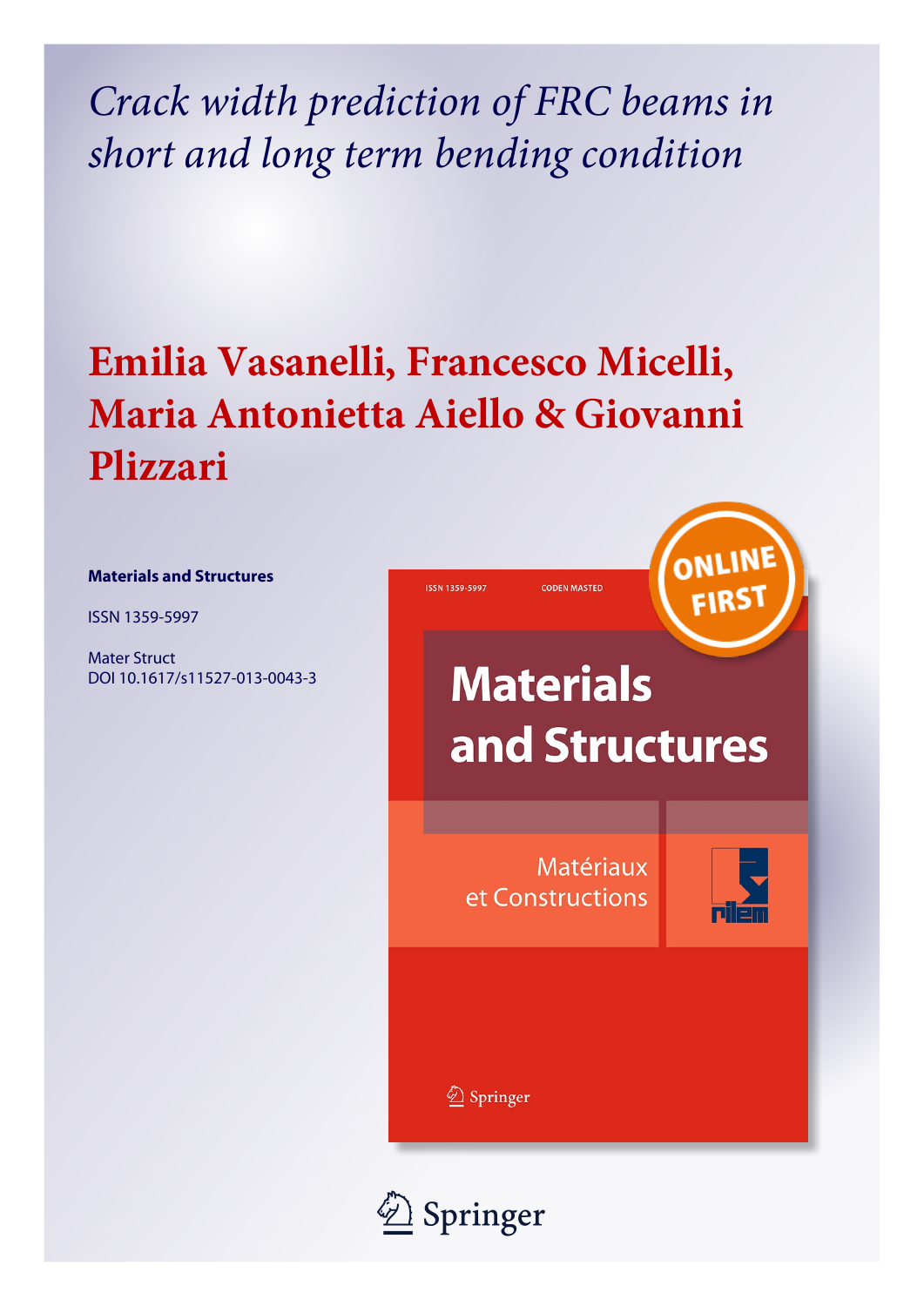# *Crack width prediction of FRC beams in short and long term bending condition*

## Emilia Vasanelli, Francesco Micelli, Maria Antonietta Aiello & Giovanni Plizzari

**Materials and Structures**

ISSN 1359-5997

Mater Struct
DOI 10.1617/s11527-013-0043-3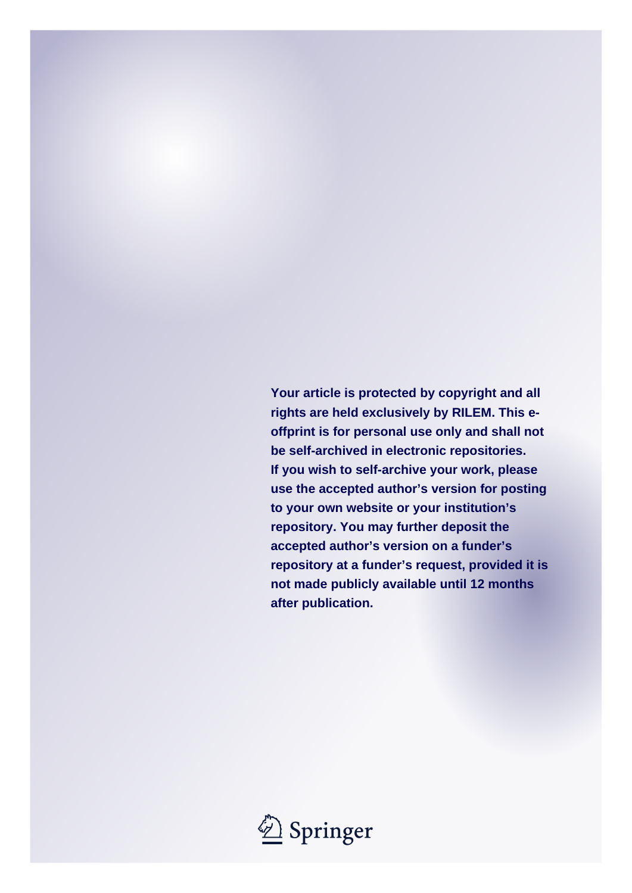**Your article is protected by copyright and all rights are held exclusively by RILEM. This e-offprint is for personal use only and shall not be self-archived in electronic repositories. If you wish to self-archive your work, please use the accepted author's version for posting to your own website or your institution's repository. You may further deposit the accepted author's version on a funder's repository at a funder's request, provided it is not made publicly available until 12 months after publication.**

Springer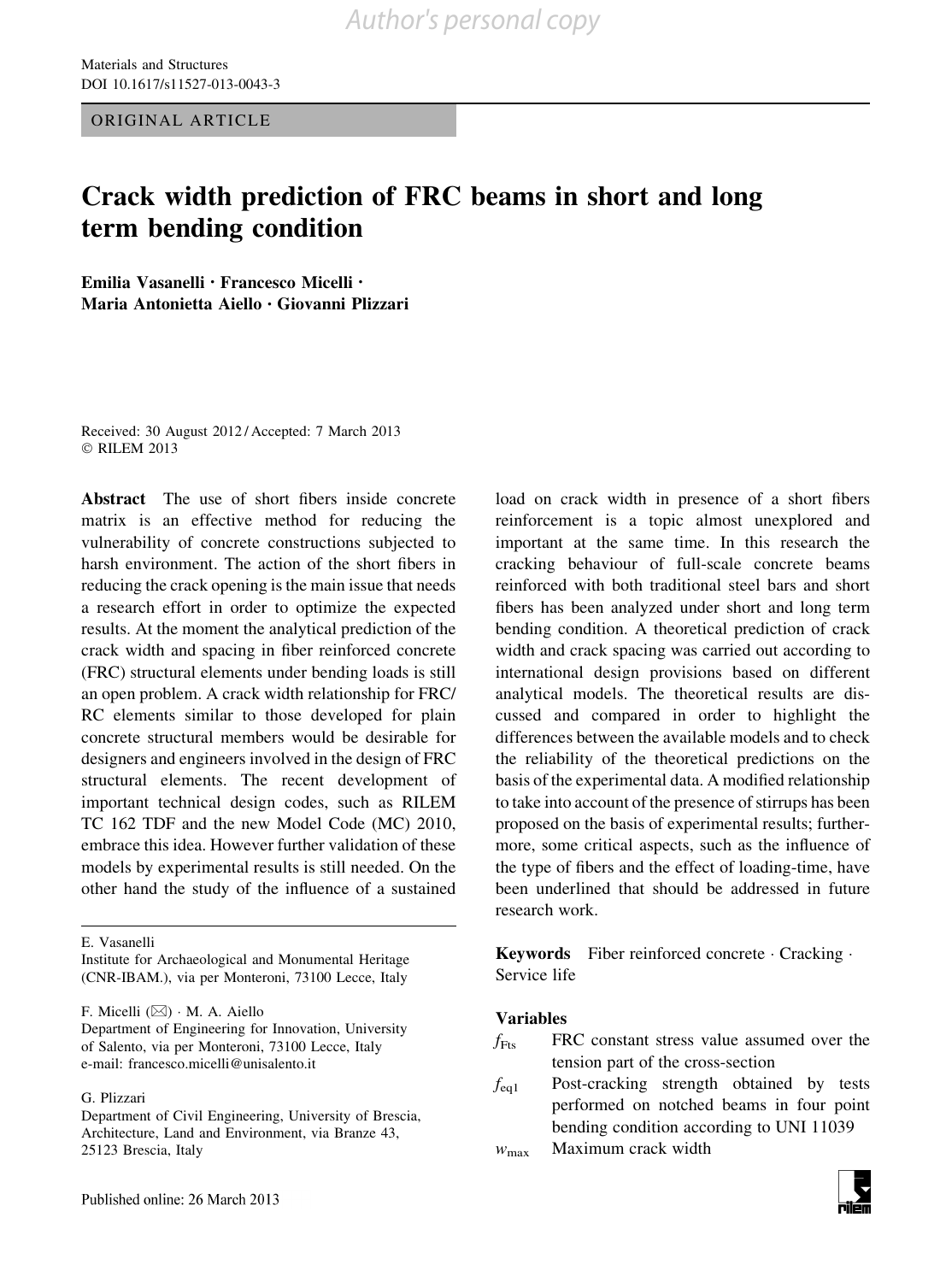ORIGINAL ARTICLE

# Crack width prediction of FRC beams in short and long term bending condition

**Emilia Vasanelli · Francesco Micelli · Maria Antonietta Aiello · Giovanni Plizzari**

Received: 30 August 2012 / Accepted: 7 March 2013
© RILEM 2013

**Abstract** The use of short fibers inside concrete matrix is an effective method for reducing the vulnerability of concrete constructions subjected to harsh environment. The action of the short fibers in reducing the crack opening is the main issue that needs a research effort in order to optimize the expected results. At the moment the analytical prediction of the crack width and spacing in fiber reinforced concrete (FRC) structural elements under bending loads is still an open problem. A crack width relationship for FRC/RC elements similar to those developed for plain concrete structural members would be desirable for designers and engineers involved in the design of FRC structural elements. The recent development of important technical design codes, such as RILEM TC 162 TDF and the new Model Code (MC) 2010, embrace this idea. However further validation of these models by experimental results is still needed. On the other hand the study of the influence of a sustained load on crack width in presence of a short fibers reinforcement is a topic almost unexplored and important at the same time. In this research the cracking behaviour of full-scale concrete beams reinforced with both traditional steel bars and short fibers has been analyzed under short and long term bending condition. A theoretical prediction of crack width and crack spacing was carried out according to international design provisions based on different analytical models. The theoretical results are discussed and compared in order to highlight the differences between the available models and to check the reliability of the theoretical predictions on the basis of the experimental data. A modified relationship to take into account of the presence of stirrups has been proposed on the basis of experimental results; furthermore, some critical aspects, such as the influence of the type of fibers and the effect of loading-time, have been underlined that should be addressed in future research work.

**Keywords** Fiber reinforced concrete · Cracking · Service life

E. Vasanelli
Institute for Archaeological and Monumental Heritage (CNR-IBAM.), via per Monteroni, 73100 Lecce, Italy

F. Micelli (✉) · M. A. Aiello
Department of Engineering for Innovation, University of Salento, via per Monteroni, 73100 Lecce, Italy
e-mail: francesco.micelli@unisalento.it

G. Plizzari
Department of Civil Engineering, University of Brescia, Architecture, Land and Environment, via Branze 43, 25123 Brescia, Italy

Published online: 26 March 2013

**Variables**

- $f_{Fts}$ FRC constant stress value assumed over the tension part of the cross-section
- $f_{eq1}$ Post-cracking strength obtained by tests performed on notched beams in four point bending condition according to UNI 11039
- $w_{max}$ Maximum crack width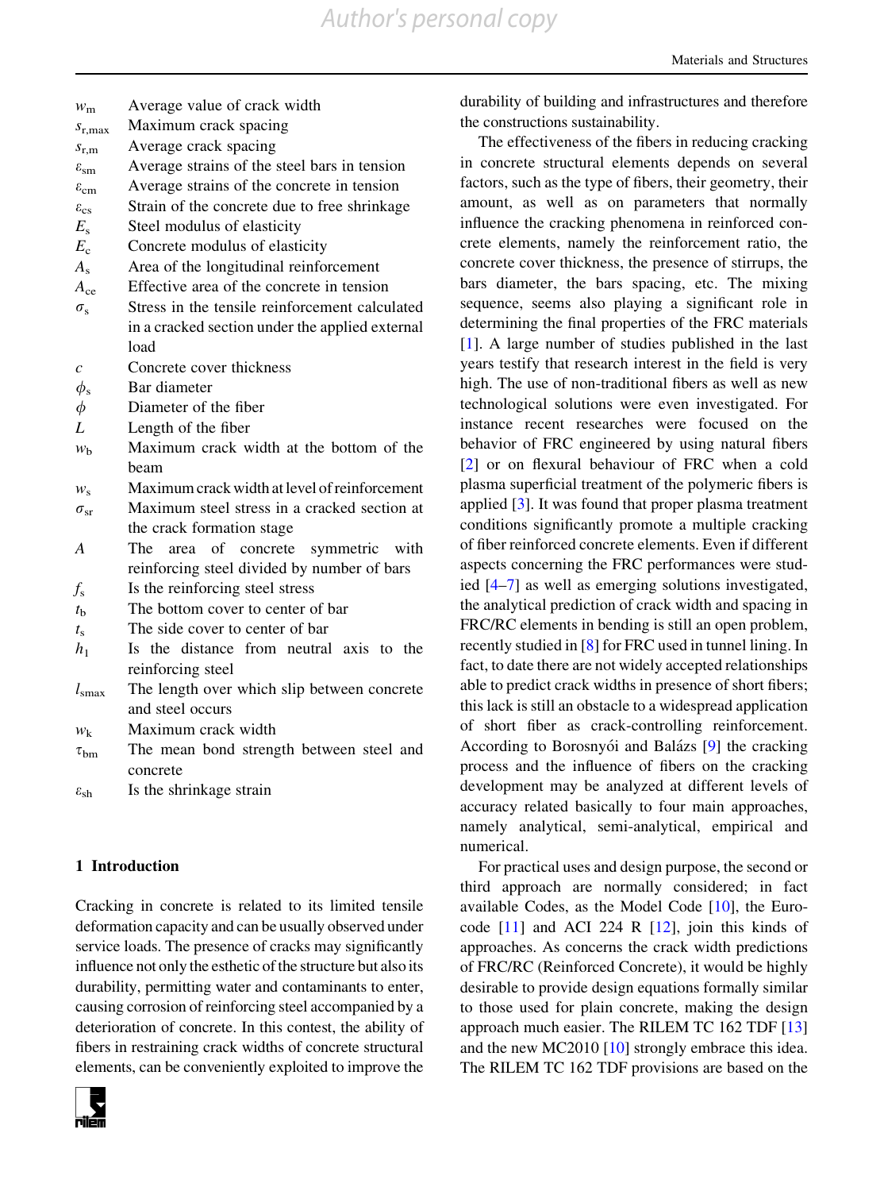| | |
|---|---|
| $w_m$ | Average value of crack width |
| $s_{r,max}$ | Maximum crack spacing |
| $s_{r,m}$ | Average crack spacing |
| $\varepsilon_{sm}$ | Average strains of the steel bars in tension |
| $\varepsilon_{cm}$ | Average strains of the concrete in tension |
| $\varepsilon_{cs}$ | Strain of the concrete due to free shrinkage |
| $E_s$ | Steel modulus of elasticity |
| $E_c$ | Concrete modulus of elasticity |
| $A_s$ | Area of the longitudinal reinforcement |
| $A_{ce}$ | Effective area of the concrete in tension |
| $\sigma_s$ | Stress in the tensile reinforcement calculated in a cracked section under the applied external load |
| $c$ | Concrete cover thickness |
| $\phi_s$ | Bar diameter |
| $\phi$ | Diameter of the fiber |
| $L$ | Length of the fiber |
| $w_b$ | Maximum crack width at the bottom of the beam |
| $w_s$ | Maximum crack width at level of reinforcement |
| $\sigma_{sr}$ | Maximum steel stress in a cracked section at the crack formation stage |
| $A$ | The area of concrete symmetric with reinforcing steel divided by number of bars |
| $f_s$ | Is the reinforcing steel stress |
| $t_b$ | The bottom cover to center of bar |
| $t_s$ | The side cover to center of bar |
| $h_1$ | Is the distance from neutral axis to the reinforcing steel |
| $l_{smax}$ | The length over which slip between concrete and steel occurs |
| $w_k$ | Maximum crack width |
| $\tau_{bm}$ | The mean bond strength between steel and concrete |
| $\varepsilon_{sh}$ | Is the shrinkage strain |

## 1 Introduction

Cracking in concrete is related to its limited tensile deformation capacity and can be usually observed under service loads. The presence of cracks may significantly influence not only the esthetic of the structure but also its durability, permitting water and contaminants to enter, causing corrosion of reinforcing steel accompanied by a deterioration of concrete. In this contest, the ability of fibers in restraining crack widths of concrete structural elements, can be conveniently exploited to improve the durability of building and infrastructures and therefore the constructions sustainability.

The effectiveness of the fibers in reducing cracking in concrete structural elements depends on several factors, such as the type of fibers, their geometry, their amount, as well as on parameters that normally influence the cracking phenomena in reinforced concrete elements, namely the reinforcement ratio, the concrete cover thickness, the presence of stirrups, the bars diameter, the bars spacing, etc. The mixing sequence, seems also playing a significant role in determining the final properties of the FRC materials [1]. A large number of studies published in the last years testify that research interest in the field is very high. The use of non-traditional fibers as well as new technological solutions were even investigated. For instance recent researches were focused on the behavior of FRC engineered by using natural fibers [2] or on flexural behaviour of FRC when a cold plasma superficial treatment of the polymeric fibers is applied [3]. It was found that proper plasma treatment conditions significantly promote a multiple cracking of fiber reinforced concrete elements. Even if different aspects concerning the FRC performances were studied [4–7] as well as emerging solutions investigated, the analytical prediction of crack width and spacing in FRC/RC elements in bending is still an open problem, recently studied in [8] for FRC used in tunnel lining. In fact, to date there are not widely accepted relationships able to predict crack widths in presence of short fibers; this lack is still an obstacle to a widespread application of short fiber as crack-controlling reinforcement. According to Borosnyói and Balázs [9] the cracking process and the influence of fibers on the cracking development may be analyzed at different levels of accuracy related basically to four main approaches, namely analytical, semi-analytical, empirical and numerical.

For practical uses and design purpose, the second or third approach are normally considered; in fact available Codes, as the Model Code [10], the Eurocode [11] and ACI 224 R [12], join this kinds of approaches. As concerns the crack width predictions of FRC/RC (Reinforced Concrete), it would be highly desirable to provide design equations formally similar to those used for plain concrete, making the design approach much easier. The RILEM TC 162 TDF [13] and the new MC2010 [10] strongly embrace this idea. The RILEM TC 162 TDF provisions are based on the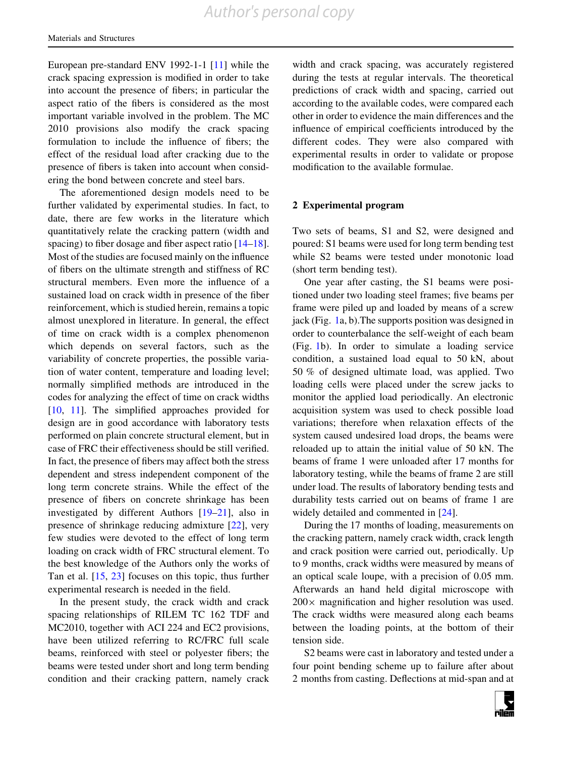European pre-standard ENV 1992-1-1 [11] while the crack spacing expression is modified in order to take into account the presence of fibers; in particular the aspect ratio of the fibers is considered as the most important variable involved in the problem. The MC 2010 provisions also modify the crack spacing formulation to include the influence of fibers; the effect of the residual load after cracking due to the presence of fibers is taken into account when considering the bond between concrete and steel bars.

The aforementioned design models need to be further validated by experimental studies. In fact, to date, there are few works in the literature which quantitatively relate the cracking pattern (width and spacing) to fiber dosage and fiber aspect ratio [14–18]. Most of the studies are focused mainly on the influence of fibers on the ultimate strength and stiffness of RC structural members. Even more the influence of a sustained load on crack width in presence of the fiber reinforcement, which is studied herein, remains a topic almost unexplored in literature. In general, the effect of time on crack width is a complex phenomenon which depends on several factors, such as the variability of concrete properties, the possible variation of water content, temperature and loading level; normally simplified methods are introduced in the codes for analyzing the effect of time on crack widths [10, 11]. The simplified approaches provided for design are in good accordance with laboratory tests performed on plain concrete structural element, but in case of FRC their effectiveness should be still verified. In fact, the presence of fibers may affect both the stress dependent and stress independent component of the long term concrete strains. While the effect of the presence of fibers on concrete shrinkage has been investigated by different Authors [19–21], also in presence of shrinkage reducing admixture [22], very few studies were devoted to the effect of long term loading on crack width of FRC structural element. To the best knowledge of the Authors only the works of Tan et al. [15, 23] focuses on this topic, thus further experimental research is needed in the field.

In the present study, the crack width and crack spacing relationships of RILEM TC 162 TDF and MC2010, together with ACI 224 and EC2 provisions, have been utilized referring to RC/FRC full scale beams, reinforced with steel or polyester fibers; the beams were tested under short and long term bending condition and their cracking pattern, namely crack width and crack spacing, was accurately registered during the tests at regular intervals. The theoretical predictions of crack width and spacing, carried out according to the available codes, were compared each other in order to evidence the main differences and the influence of empirical coefficients introduced by the different codes. They were also compared with experimental results in order to validate or propose modification to the available formulae.

## 2 Experimental program

Two sets of beams, S1 and S2, were designed and poured: S1 beams were used for long term bending test while S2 beams were tested under monotonic load (short term bending test).

One year after casting, the S1 beams were positioned under two loading steel frames; five beams per frame were piled up and loaded by means of a screw jack (Fig. 1a, b).The supports position was designed in order to counterbalance the self-weight of each beam (Fig. 1b). In order to simulate a loading service condition, a sustained load equal to 50 kN, about 50 % of designed ultimate load, was applied. Two loading cells were placed under the screw jacks to monitor the applied load periodically. An electronic acquisition system was used to check possible load variations; therefore when relaxation effects of the system caused undesired load drops, the beams were reloaded up to attain the initial value of 50 kN. The beams of frame 1 were unloaded after 17 months for laboratory testing, while the beams of frame 2 are still under load. The results of laboratory bending tests and durability tests carried out on beams of frame 1 are widely detailed and commented in [24].

During the 17 months of loading, measurements on the cracking pattern, namely crack width, crack length and crack position were carried out, periodically. Up to 9 months, crack widths were measured by means of an optical scale loupe, with a precision of 0.05 mm. Afterwards an hand held digital microscope with 200× magnification and higher resolution was used. The crack widths were measured along each beams between the loading points, at the bottom of their tension side.

S2 beams were cast in laboratory and tested under a four point bending scheme up to failure after about 2 months from casting. Deflections at mid-span and at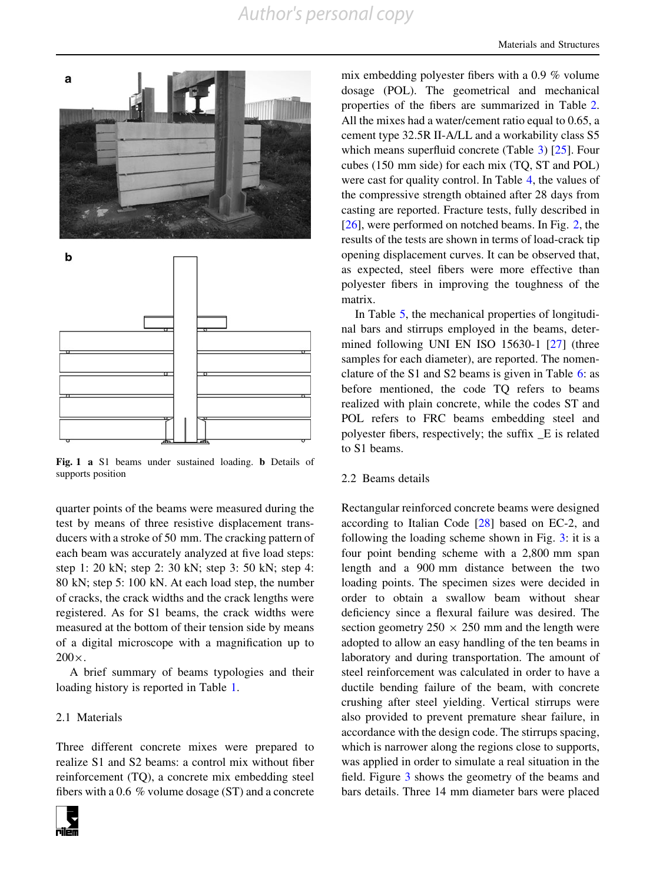Fig. 1 **a** S1 beams under sustained loading. **b** Details of supports position

quarter points of the beams were measured during the test by means of three resistive displacement transducers with a stroke of 50 mm. The cracking pattern of each beam was accurately analyzed at five load steps: step 1: 20 kN; step 2: 30 kN; step 3: 50 kN; step 4: 80 kN; step 5: 100 kN. At each load step, the number of cracks, the crack widths and the crack lengths were registered. As for S1 beams, the crack widths were measured at the bottom of their tension side by means of a digital microscope with a magnification up to 200×.

A brief summary of beams typologies and their loading history is reported in Table 1.

### 2.1 Materials

Three different concrete mixes were prepared to realize S1 and S2 beams: a control mix without fiber reinforcement (TQ), a concrete mix embedding steel fibers with a 0.6 % volume dosage (ST) and a concrete mix embedding polyester fibers with a 0.9 % volume dosage (POL). The geometrical and mechanical properties of the fibers are summarized in Table 2. All the mixes had a water/cement ratio equal to 0.65, a cement type 32.5R II-A/LL and a workability class S5 which means superfluid concrete (Table 3) [25]. Four cubes (150 mm side) for each mix (TQ, ST and POL) were cast for quality control. In Table 4, the values of the compressive strength obtained after 28 days from casting are reported. Fracture tests, fully described in [26], were performed on notched beams. In Fig. 2, the results of the tests are shown in terms of load-crack tip opening displacement curves. It can be observed that, as expected, steel fibers were more effective than polyester fibers in improving the toughness of the matrix.

In Table 5, the mechanical properties of longitudinal bars and stirrups employed in the beams, determined following UNI EN ISO 15630-1 [27] (three samples for each diameter), are reported. The nomenclature of the S1 and S2 beams is given in Table 6: as before mentioned, the code TQ refers to beams realized with plain concrete, while the codes ST and POL refers to FRC beams embedding steel and polyester fibers, respectively; the suffix _E is related to S1 beams.

### 2.2 Beams details

Rectangular reinforced concrete beams were designed according to Italian Code [28] based on EC-2, and following the loading scheme shown in Fig. 3: it is a four point bending scheme with a 2,800 mm span length and a 900 mm distance between the two loading points. The specimen sizes were decided in order to obtain a swallow beam without shear deficiency since a flexural failure was desired. The section geometry 250 × 250 mm and the length were adopted to allow an easy handling of the ten beams in laboratory and during transportation. The amount of steel reinforcement was calculated in order to have a ductile bending failure of the beam, with concrete crushing after steel yielding. Vertical stirrups were also provided to prevent premature shear failure, in accordance with the design code. The stirrups spacing, which is narrower along the regions close to supports, was applied in order to simulate a real situation in the field. Figure 3 shows the geometry of the beams and bars details. Three 14 mm diameter bars were placed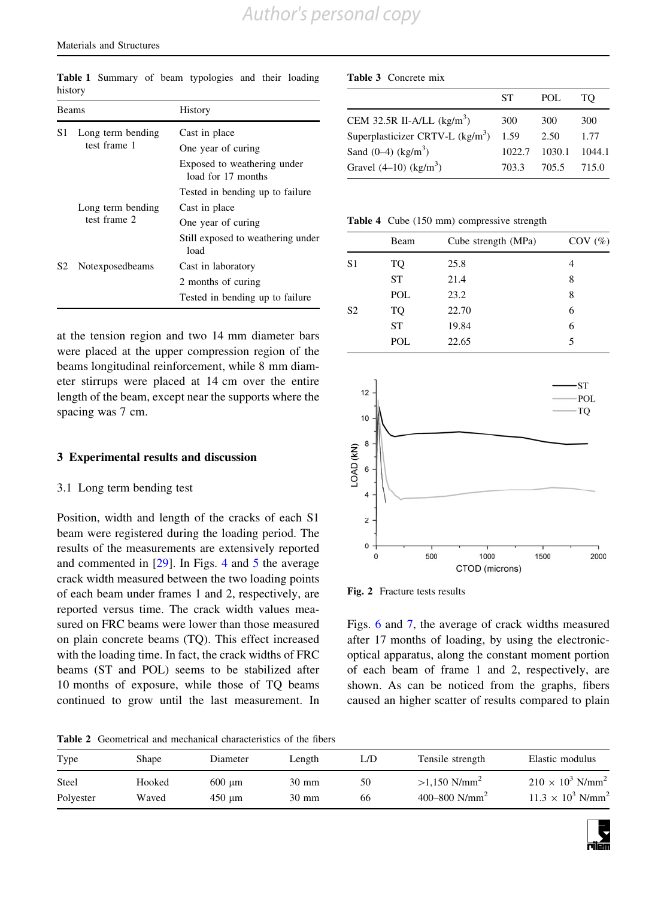**Table 1** Summary of beam typologies and their loading history

| Beams | | History |
|---|---|---|
| S1 | Long term bending test frame 1 | Cast in place |
| | | One year of curing |
| | | Exposed to weathering under load for 17 months |
| | | Tested in bending up to failure |
| | Long term bending test frame 2 | Cast in place |
| | | One year of curing |
| | | Still exposed to weathering under load |
| S2 | Notexposedbeams | Cast in laboratory |
| | | 2 months of curing |
| | | Tested in bending up to failure |

at the tension region and two 14 mm diameter bars were placed at the upper compression region of the beams longitudinal reinforcement, while 8 mm diameter stirrups were placed at 14 cm over the entire length of the beam, except near the supports where the spacing was 7 cm.

## 3 Experimental results and discussion

### 3.1 Long term bending test

Position, width and length of the cracks of each S1 beam were registered during the loading period. The results of the measurements are extensively reported and commented in [29]. In Figs. 4 and 5 the average crack width measured between the two loading points of each beam under frames 1 and 2, respectively, are reported versus time. The crack width values measured on FRC beams were lower than those measured on plain concrete beams (TQ). This effect increased with the loading time. In fact, the crack widths of FRC beams (ST and POL) seems to be stabilized after 10 months of exposure, while those of TQ beams continued to grow until the last measurement. In Figs. 6 and 7, the average of crack widths measured after 17 months of loading, by using the electronic-optical apparatus, along the constant moment portion of each beam of frame 1 and 2, respectively, are shown. As can be noticed from the graphs, fibers caused an higher scatter of results compared to plain

**Table 3** Concrete mix

| | ST | POL | TQ |
|---|---|---|---|
| CEM 32.5R II-A/LL (kg/m$^3$) | 300 | 300 | 300 |
| Superplasticizer CRTV-L (kg/m$^3$) | 1.59 | 2.50 | 1.77 |
| Sand (0–4) (kg/m$^3$) | 1022.7 | 1030.1 | 1044.1 |
| Gravel (4–10) (kg/m$^3$) | 703.3 | 705.5 | 715.0 |

**Table 4** Cube (150 mm) compressive strength

| | Beam | Cube strength (MPa) | COV (%) |
|---|---|---|---|
| S1 | TQ | 25.8 | 4 |
| | ST | 21.4 | 8 |
| | POL | 23.2 | 8 |
| S2 | TQ | 22.70 | 6 |
| | ST | 19.84 | 6 |
| | POL | 22.65 | 5 |

**Fig. 2** Fracture tests results

**Table 2** Geometrical and mechanical characteristics of the fibers

| Type | Shape | Diameter | Length | L/D | Tensile strength | Elastic modulus |
|---|---|---|---|---|---|---|
| Steel | Hooked | 600 μm | 30 mm | 50 | >1,150 N/mm$^2$ | $210 \times 10^3$ N/mm$^2$ |
| Polyester | Waved | 450 μm | 30 mm | 66 | 400–800 N/mm$^2$ | $11.3 \times 10^3$ N/mm$^2$ |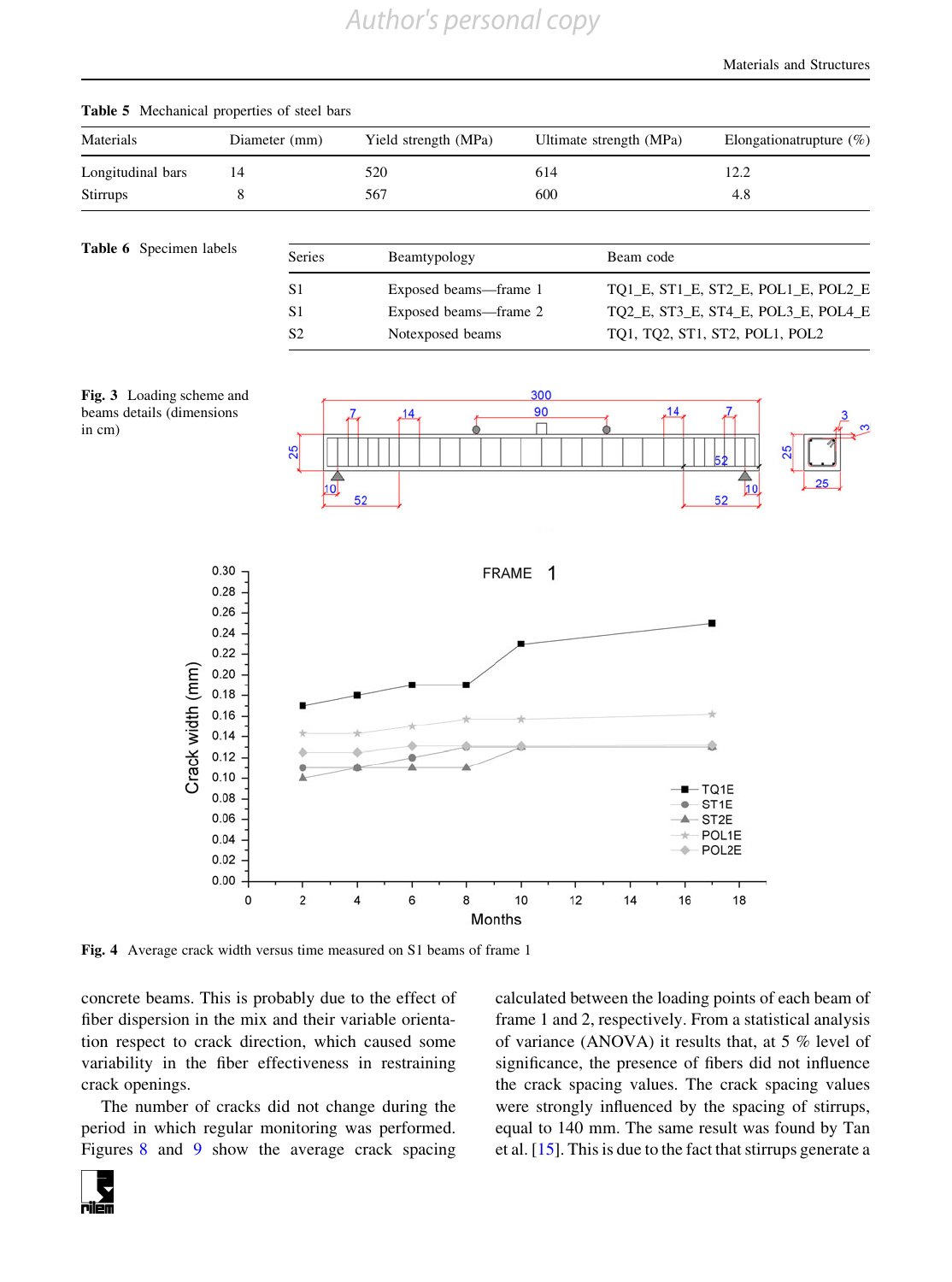**Table 5** Mechanical properties of steel bars

| Materials | Diameter (mm) | Yield strength (MPa) | Ultimate strength (MPa) | Elongationatrupture (%) |
|---|---|---|---|---|
| Longitudinal bars | 14 | 520 | 614 | 12.2 |
| Stirrups | 8 | 567 | 600 | 4.8 |

**Table 6** Specimen labels

| Series | Beamtypology | Beam code |
|---|---|---|
| S1 | Exposed beams—frame 1 | TQ1_E, ST1_E, ST2_E, POL1_E, POL2_E |
| S1 | Exposed beams—frame 2 | TQ2_E, ST3_E, ST4_E, POL3_E, POL4_E |
| S2 | Notexposed beams | TQ1, TQ2, ST1, ST2, POL1, POL2 |

**Fig. 3** Loading scheme and beams details (dimensions in cm)

**Fig. 4** Average crack width versus time measured on S1 beams of frame 1

concrete beams. This is probably due to the effect of fiber dispersion in the mix and their variable orientation respect to crack direction, which caused some variability in the fiber effectiveness in restraining crack openings.

The number of cracks did not change during the period in which regular monitoring was performed. Figures 8 and 9 show the average crack spacing calculated between the loading points of each beam of frame 1 and 2, respectively. From a statistical analysis of variance (ANOVA) it results that, at 5 % level of significance, the presence of fibers did not influence the crack spacing values. The crack spacing values were strongly influenced by the spacing of stirrups, equal to 140 mm. The same result was found by Tan et al. [15]. This is due to the fact that stirrups generate a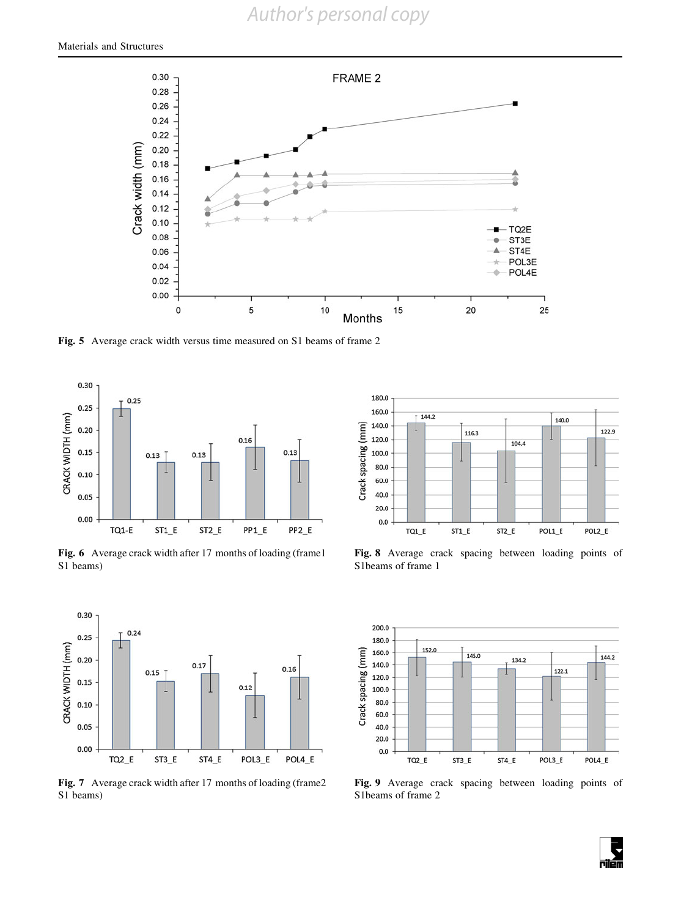Fig. 5 Average crack width versus time measured on S1 beams of frame 2

Fig. 6 Average crack width after 17 months of loading (frame1 S1 beams)

Fig. 7 Average crack width after 17 months of loading (frame2 S1 beams)

Fig. 8 Average crack spacing between loading points of S1beams of frame 1

Fig. 9 Average crack spacing between loading points of S1beams of frame 2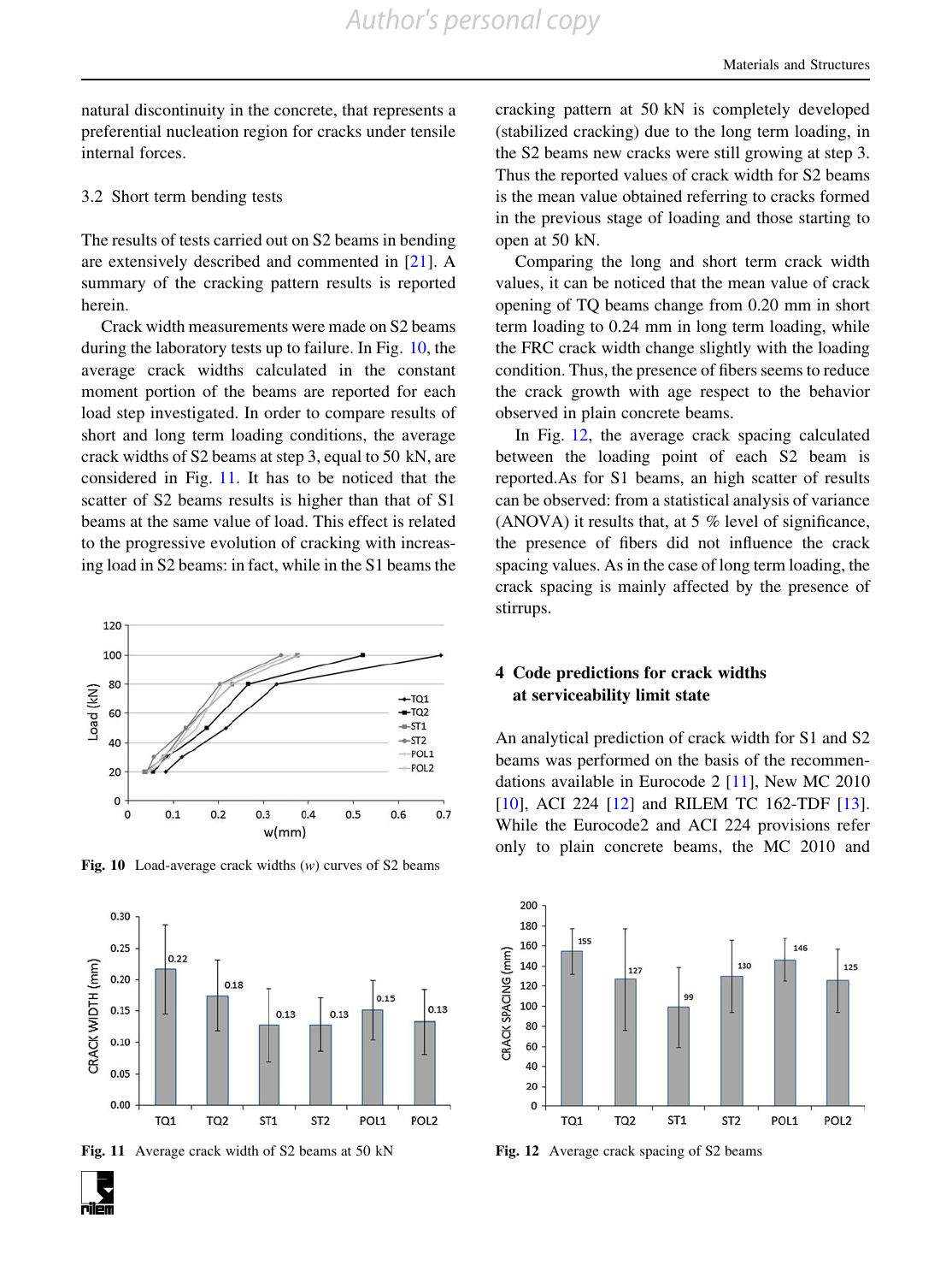natural discontinuity in the concrete, that represents a preferential nucleation region for cracks under tensile internal forces.

### 3.2 Short term bending tests

The results of tests carried out on S2 beams in bending are extensively described and commented in [21]. A summary of the cracking pattern results is reported herein.

Crack width measurements were made on S2 beams during the laboratory tests up to failure. In Fig. 10, the average crack widths calculated in the constant moment portion of the beams are reported for each load step investigated. In order to compare results of short and long term loading conditions, the average crack widths of S2 beams at step 3, equal to 50 kN, are considered in Fig. 11. It has to be noticed that the scatter of S2 beams results is higher than that of S1 beams at the same value of load. This effect is related to the progressive evolution of cracking with increasing load in S2 beams: in fact, while in the S1 beams the cracking pattern at 50 kN is completely developed (stabilized cracking) due to the long term loading, in the S2 beams new cracks were still growing at step 3. Thus the reported values of crack width for S2 beams is the mean value obtained referring to cracks formed in the previous stage of loading and those starting to open at 50 kN.

Comparing the long and short term crack width values, it can be noticed that the mean value of crack opening of TQ beams change from 0.20 mm in short term loading to 0.24 mm in long term loading, while the FRC crack width change slightly with the loading condition. Thus, the presence of fibers seems to reduce the crack growth with age respect to the behavior observed in plain concrete beams.

In Fig. 12, the average crack spacing calculated between the loading point of each S2 beam is reported.As for S1 beams, an high scatter of results can be observed: from a statistical analysis of variance (ANOVA) it results that, at 5 % level of significance, the presence of fibers did not influence the crack spacing values. As in the case of long term loading, the crack spacing is mainly affected by the presence of stirrups.

**Fig. 10** Load-average crack widths (*w*) curves of S2 beams

**Fig. 11** Average crack width of S2 beams at 50 kN

**Fig. 12** Average crack spacing of S2 beams

## 4 Code predictions for crack widths at serviceability limit state

An analytical prediction of crack width for S1 and S2 beams was performed on the basis of the recommendations available in Eurocode 2 [11], New MC 2010 [10], ACI 224 [12] and RILEM TC 162-TDF [13]. While the Eurocode2 and ACI 224 provisions refer only to plain concrete beams, the MC 2010 and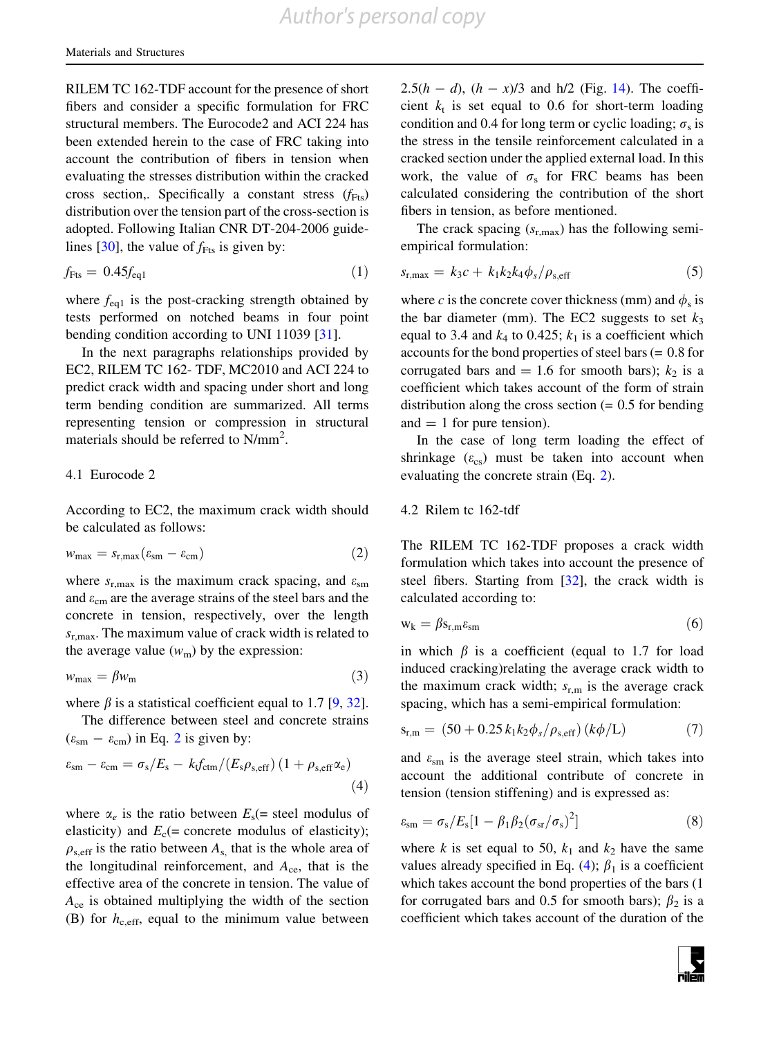RILEM TC 162-TDF account for the presence of short fibers and consider a specific formulation for FRC structural members. The Eurocode2 and ACI 224 has been extended herein to the case of FRC taking into account the contribution of fibers in tension when evaluating the stresses distribution within the cracked cross section,. Specifically a constant stress ($f_{Fts}$) distribution over the tension part of the cross-section is adopted. Following Italian CNR DT-204-2006 guidelines [30], the value of $f_{Fts}$ is given by:

$$f_{Fts} = 0.45 f_{eq1} \tag{1}$$

where $f_{eq1}$ is the post-cracking strength obtained by tests performed on notched beams in four point bending condition according to UNI 11039 [31].

In the next paragraphs relationships provided by EC2, RILEM TC 162- TDF, MC2010 and ACI 224 to predict crack width and spacing under short and long term bending condition are summarized. All terms representing tension or compression in structural materials should be referred to N/mm$^2$.

### 4.1 Eurocode 2

According to EC2, the maximum crack width should be calculated as follows:

$$w_{max} = s_{r,max}(\varepsilon_{sm} - \varepsilon_{cm}) \tag{2}$$

where $s_{r,max}$ is the maximum crack spacing, and $\varepsilon_{sm}$ and $\varepsilon_{cm}$ are the average strains of the steel bars and the concrete in tension, respectively, over the length $s_{r,max}$. The maximum value of crack width is related to the average value ($w_m$) by the expression:

$$w_{max} = \beta w_m \tag{3}$$

where $\beta$ is a statistical coefficient equal to 1.7 [9, 32].

The difference between steel and concrete strains ($\varepsilon_{sm} - \varepsilon_{cm}$) in Eq. 2 is given by:

$$\varepsilon_{sm} - \varepsilon_{cm} = \sigma_s/E_s - k_t f_{ctm}/(E_s \rho_{s,eff})\,(1 + \rho_{s,eff}\alpha_e) \tag{4}$$

where $\alpha_e$ is the ratio between $E_s$(= steel modulus of elasticity) and $E_c$(= concrete modulus of elasticity); $\rho_{s,eff}$ is the ratio between $A_s$, that is the whole area of the longitudinal reinforcement, and $A_{ce}$, that is the effective area of the concrete in tension. The value of $A_{ce}$ is obtained multiplying the width of the section (B) for $h_{c,eff}$, equal to the minimum value between $2.5(h - d)$, $(h - x)/3$ and h/2 (Fig. 14). The coefficient $k_t$ is set equal to 0.6 for short-term loading condition and 0.4 for long term or cyclic loading; $\sigma_s$ is the stress in the tensile reinforcement calculated in a cracked section under the applied external load. In this work, the value of $\sigma_s$ for FRC beams has been calculated considering the contribution of the short fibers in tension, as before mentioned.

The crack spacing ($s_{r,max}$) has the following semi-empirical formulation:

$$s_{r,max} = k_3 c + k_1 k_2 k_4 \phi_s/\rho_{s,eff} \tag{5}$$

where $c$ is the concrete cover thickness (mm) and $\phi_s$ is the bar diameter (mm). The EC2 suggests to set $k_3$ equal to 3.4 and $k_4$ to 0.425; $k_1$ is a coefficient which accounts for the bond properties of steel bars (= 0.8 for corrugated bars and = 1.6 for smooth bars); $k_2$ is a coefficient which takes account of the form of strain distribution along the cross section (= 0.5 for bending and = 1 for pure tension).

In the case of long term loading the effect of shrinkage ($\varepsilon_{cs}$) must be taken into account when evaluating the concrete strain (Eq. 2).

### 4.2 Rilem tc 162-tdf

The RILEM TC 162-TDF proposes a crack width formulation which takes into account the presence of steel fibers. Starting from [32], the crack width is calculated according to:

$$w_k = \beta s_{r,m}\varepsilon_{sm} \tag{6}$$

in which $\beta$ is a coefficient (equal to 1.7 for load induced cracking)relating the average crack width to the maximum crack width; $s_{r,m}$ is the average crack spacing, which has a semi-empirical formulation:

$$s_{r,m} = (50 + 0.25\,k_1 k_2 \phi_s/\rho_{s,eff})\,(k\phi/L) \tag{7}$$

and $\varepsilon_{sm}$ is the average steel strain, which takes into account the additional contribute of concrete in tension (tension stiffening) and is expressed as:

$$\varepsilon_{sm} = \sigma_s/E_s[1 - \beta_1\beta_2(\sigma_{sr}/\sigma_s)^2] \tag{8}$$

where $k$ is set equal to 50, $k_1$ and $k_2$ have the same values already specified in Eq. (4); $\beta_1$ is a coefficient which takes account the bond properties of the bars (1 for corrugated bars and 0.5 for smooth bars); $\beta_2$ is a coefficient which takes account of the duration of the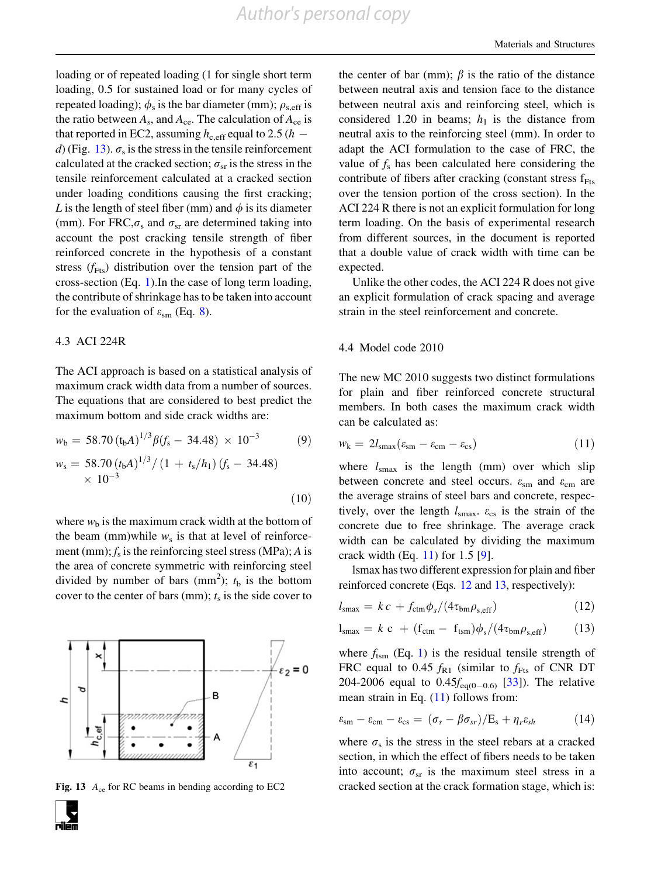loading or of repeated loading (1 for single short term loading, 0.5 for sustained load or for many cycles of repeated loading); $\phi_s$ is the bar diameter (mm); $\rho_{s,eff}$ is the ratio between $A_s$, and $A_{ce}$. The calculation of $A_{ce}$ is that reported in EC2, assuming $h_{c,eff}$ equal to 2.5 ($h - d$) (Fig. 13). $\sigma_s$ is the stress in the tensile reinforcement calculated at the cracked section; $\sigma_{sr}$ is the stress in the tensile reinforcement calculated at a cracked section under loading conditions causing the first cracking; $L$ is the length of steel fiber (mm) and $\phi$ is its diameter (mm). For FRC,$\sigma_s$ and $\sigma_{sr}$ are determined taking into account the post cracking tensile strength of fiber reinforced concrete in the hypothesis of a constant stress ($f_{Fts}$) distribution over the tension part of the cross-section (Eq. 1).In the case of long term loading, the contribute of shrinkage has to be taken into account for the evaluation of $\varepsilon_{sm}$ (Eq. 8).

### 4.3 ACI 224R

The ACI approach is based on a statistical analysis of maximum crack width data from a number of sources. The equations that are considered to best predict the maximum bottom and side crack widths are:

$$w_b = 58.70\,(t_b A)^{1/3}\beta(f_s - 34.48) \times 10^{-3} \quad (9)$$

$$w_s = 58.70\,(t_b A)^{1/3}/(1 + t_s/h_1)\,(f_s - 34.48) \times 10^{-3} \quad (10)$$

where $w_b$ is the maximum crack width at the bottom of the beam (mm)while $w_s$ is that at level of reinforcement (mm); $f_s$ is the reinforcing steel stress (MPa); $A$ is the area of concrete symmetric with reinforcing steel divided by number of bars (mm$^2$); $t_b$ is the bottom cover to the center of bars (mm); $t_s$ is the side cover to the center of bar (mm); $\beta$ is the ratio of the distance between neutral axis and tension face to the distance between neutral axis and reinforcing steel, which is considered 1.20 in beams; $h_1$ is the distance from neutral axis to the reinforcing steel (mm). In order to adapt the ACI formulation to the case of FRC, the value of $f_s$ has been calculated here considering the contribute of fibers after cracking (constant stress $f_{Fts}$ over the tension portion of the cross section). In the ACI 224 R there is not an explicit formulation for long term loading. On the basis of experimental research from different sources, in the document is reported that a double value of crack width with time can be expected.

Fig. 13 $A_{ce}$ for RC beams in bending according to EC2

Unlike the other codes, the ACI 224 R does not give an explicit formulation of crack spacing and average strain in the steel reinforcement and concrete.

### 4.4 Model code 2010

The new MC 2010 suggests two distinct formulations for plain and fiber reinforced concrete structural members. In both cases the maximum crack width can be calculated as:

$$w_k = 2l_{smax}(\varepsilon_{sm} - \varepsilon_{cm} - \varepsilon_{cs}) \quad (11)$$

where $l_{smax}$ is the length (mm) over which slip between concrete and steel occurs. $\varepsilon_{sm}$ and $\varepsilon_{cm}$ are the average strains of steel bars and concrete, respectively, over the length $l_{smax}$. $\varepsilon_{cs}$ is the strain of the concrete due to free shrinkage. The average crack width can be calculated by dividing the maximum crack width (Eq. 11) for 1.5 [9].

lsmax has two different expression for plain and fiber reinforced concrete (Eqs. 12 and 13, respectively):

$$l_{smax} = k\,c + f_{ctm}\phi_s/(4\tau_{bm}\rho_{s,eff}) \quad (12)$$

$$l_{smax} = k\,c + (f_{ctm} - f_{tsm})\phi_s/(4\tau_{bm}\rho_{s,eff}) \quad (13)$$

where $f_{tsm}$ (Eq. 1) is the residual tensile strength of FRC equal to 0.45 $f_{R1}$ (similar to $f_{Fts}$ of CNR DT 204-2006 equal to $0.45f_{eq(0-0.6)}$ [33]). The relative mean strain in Eq. (11) follows from:

$$\varepsilon_{sm} - \varepsilon_{cm} - \varepsilon_{cs} = (\sigma_s - \beta\sigma_{sr})/E_s + \eta_r\varepsilon_{sh} \quad (14)$$

where $\sigma_s$ is the stress in the steel rebars at a cracked section, in which the effect of fibers needs to be taken into account; $\sigma_{sr}$ is the maximum steel stress in a cracked section at the crack formation stage, which is: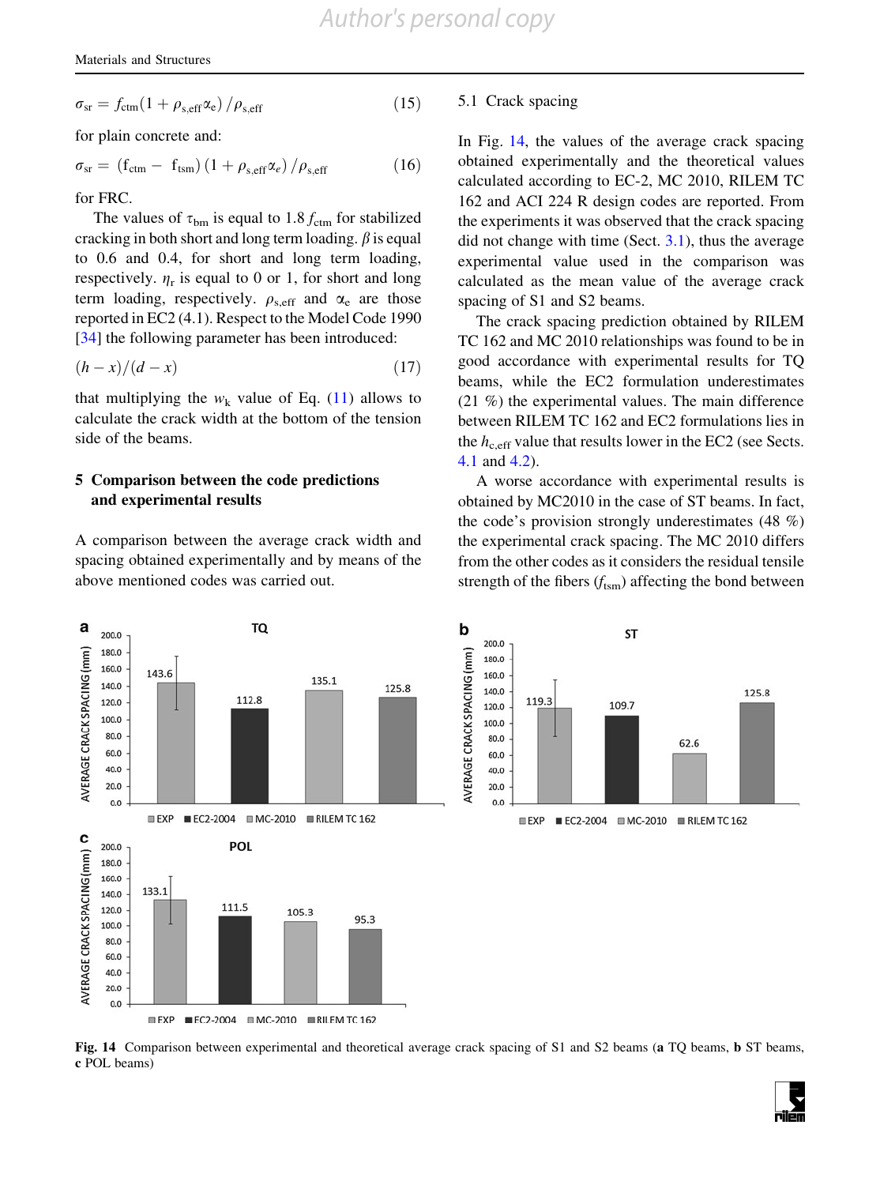$$\sigma_{sr} = f_{ctm}(1 + \rho_{s,eff}\alpha_e)/\rho_{s,eff} \tag{15}$$

for plain concrete and:

$$\sigma_{sr} = (f_{ctm} - f_{tsm})(1 + \rho_{s,eff}\alpha_e)/\rho_{s,eff} \tag{16}$$

for FRC.

The values of $\tau_{bm}$ is equal to 1.8 $f_{ctm}$ for stabilized cracking in both short and long term loading. $\beta$ is equal to 0.6 and 0.4, for short and long term loading, respectively. $\eta_r$ is equal to 0 or 1, for short and long term loading, respectively. $\rho_{s,eff}$ and $\alpha_e$ are those reported in EC2 (4.1). Respect to the Model Code 1990 [34] the following parameter has been introduced:

$$(h - x)/(d - x) \tag{17}$$

that multiplying the $w_k$ value of Eq. (11) allows to calculate the crack width at the bottom of the tension side of the beams.

## 5 Comparison between the code predictions and experimental results

A comparison between the average crack width and spacing obtained experimentally and by means of the above mentioned codes was carried out.

### 5.1 Crack spacing

In Fig. 14, the values of the average crack spacing obtained experimentally and the theoretical values calculated according to EC-2, MC 2010, RILEM TC 162 and ACI 224 R design codes are reported. From the experiments it was observed that the crack spacing did not change with time (Sect. 3.1), thus the average experimental value used in the comparison was calculated as the mean value of the average crack spacing of S1 and S2 beams.

The crack spacing prediction obtained by RILEM TC 162 and MC 2010 relationships was found to be in good accordance with experimental results for TQ beams, while the EC2 formulation underestimates (21 %) the experimental values. The main difference between RILEM TC 162 and EC2 formulations lies in the $h_{c,eff}$ value that results lower in the EC2 (see Sects. 4.1 and 4.2).

A worse accordance with experimental results is obtained by MC2010 in the case of ST beams. In fact, the code's provision strongly underestimates (48 %) the experimental crack spacing. The MC 2010 differs from the other codes as it considers the residual tensile strength of the fibers ($f_{tsm}$) affecting the bond between

**Fig. 14** Comparison between experimental and theoretical average crack spacing of S1 and S2 beams (**a** TQ beams, **b** ST beams, **c** POL beams)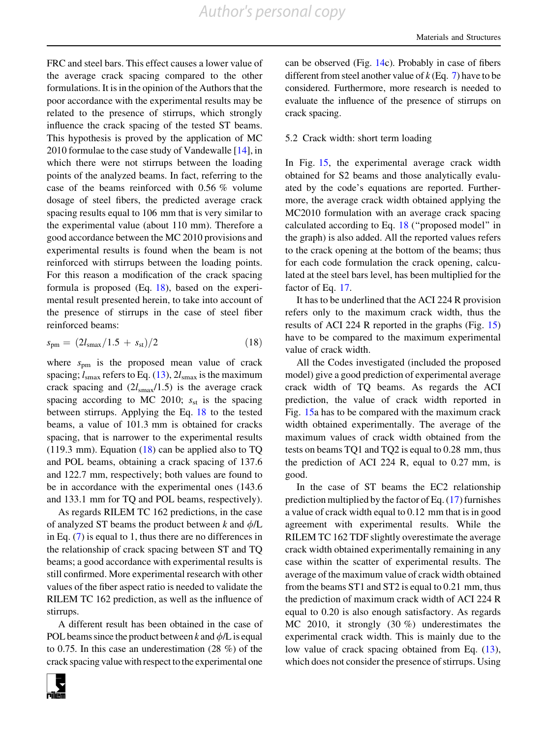FRC and steel bars. This effect causes a lower value of the average crack spacing compared to the other formulations. It is in the opinion of the Authors that the poor accordance with the experimental results may be related to the presence of stirrups, which strongly influence the crack spacing of the tested ST beams. This hypothesis is proved by the application of MC 2010 formulae to the case study of Vandewalle [14], in which there were not stirrups between the loading points of the analyzed beams. In fact, referring to the case of the beams reinforced with 0.56 % volume dosage of steel fibers, the predicted average crack spacing results equal to 106 mm that is very similar to the experimental value (about 110 mm). Therefore a good accordance between the MC 2010 provisions and experimental results is found when the beam is not reinforced with stirrups between the loading points. For this reason a modification of the crack spacing formula is proposed (Eq. 18), based on the experimental result presented herein, to take into account of the presence of stirrups in the case of steel fiber reinforced beams:

$$s_{pm} = (2l_{smax}/1.5 + s_{st})/2 \tag{18}$$

where $s_{pm}$ is the proposed mean value of crack spacing; $l_{smax}$ refers to Eq. (13), $2l_{smax}$ is the maximum crack spacing and $(2l_{smax}/1.5)$ is the average crack spacing according to MC 2010; $s_{st}$ is the spacing between stirrups. Applying the Eq. 18 to the tested beams, a value of 101.3 mm is obtained for cracks spacing, that is narrower to the experimental results (119.3 mm). Equation (18) can be applied also to TQ and POL beams, obtaining a crack spacing of 137.6 and 122.7 mm, respectively; both values are found to be in accordance with the experimental ones (143.6 and 133.1 mm for TQ and POL beams, respectively).

As regards RILEM TC 162 predictions, in the case of analyzed ST beams the product between $k$ and $\phi$/L in Eq. (7) is equal to 1, thus there are no differences in the relationship of crack spacing between ST and TQ beams; a good accordance with experimental results is still confirmed. More experimental research with other values of the fiber aspect ratio is needed to validate the RILEM TC 162 prediction, as well as the influence of stirrups.

A different result has been obtained in the case of POL beams since the product between $k$ and $\phi$/L is equal to 0.75. In this case an underestimation (28 %) of the crack spacing value with respect to the experimental one can be observed (Fig. 14c). Probably in case of fibers different from steel another value of $k$ (Eq. 7) have to be considered. Furthermore, more research is needed to evaluate the influence of the presence of stirrups on crack spacing.

### 5.2 Crack width: short term loading

In Fig. 15, the experimental average crack width obtained for S2 beams and those analytically evaluated by the code's equations are reported. Furthermore, the average crack width obtained applying the MC2010 formulation with an average crack spacing calculated according to Eq. 18 ("proposed model" in the graph) is also added. All the reported values refers to the crack opening at the bottom of the beams; thus for each code formulation the crack opening, calculated at the steel bars level, has been multiplied for the factor of Eq. 17.

It has to be underlined that the ACI 224 R provision refers only to the maximum crack width, thus the results of ACI 224 R reported in the graphs (Fig. 15) have to be compared to the maximum experimental value of crack width.

All the Codes investigated (included the proposed model) give a good prediction of experimental average crack width of TQ beams. As regards the ACI prediction, the value of crack width reported in Fig. 15a has to be compared with the maximum crack width obtained experimentally. The average of the maximum values of crack width obtained from the tests on beams TQ1 and TQ2 is equal to 0.28 mm, thus the prediction of ACI 224 R, equal to 0.27 mm, is good.

In the case of ST beams the EC2 relationship prediction multiplied by the factor of Eq. (17) furnishes a value of crack width equal to 0.12 mm that is in good agreement with experimental results. While the RILEM TC 162 TDF slightly overestimate the average crack width obtained experimentally remaining in any case within the scatter of experimental results. The average of the maximum value of crack width obtained from the beams ST1 and ST2 is equal to 0.21 mm, thus the prediction of maximum crack width of ACI 224 R equal to 0.20 is also enough satisfactory. As regards MC 2010, it strongly (30 %) underestimates the experimental crack width. This is mainly due to the low value of crack spacing obtained from Eq. (13), which does not consider the presence of stirrups. Using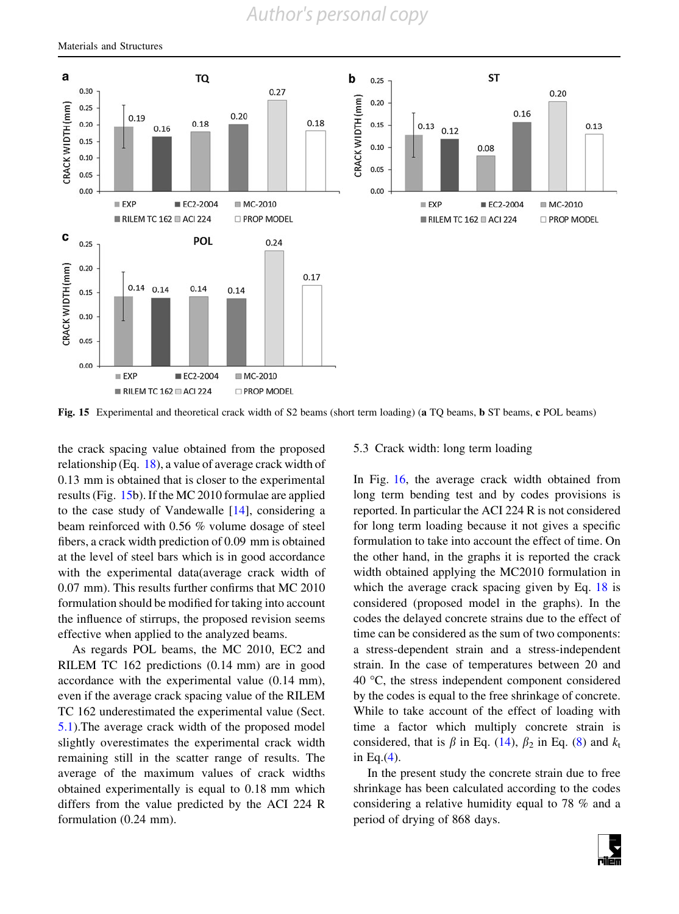Fig. 15 Experimental and theoretical crack width of S2 beams (short term loading) (**a** TQ beams, **b** ST beams, **c** POL beams)

the crack spacing value obtained from the proposed relationship (Eq. 18), a value of average crack width of 0.13 mm is obtained that is closer to the experimental results (Fig. 15b). If the MC 2010 formulae are applied to the case study of Vandewalle [14], considering a beam reinforced with 0.56 % volume dosage of steel fibers, a crack width prediction of 0.09 mm is obtained at the level of steel bars which is in good accordance with the experimental data(average crack width of 0.07 mm). This results further confirms that MC 2010 formulation should be modified for taking into account the influence of stirrups, the proposed revision seems effective when applied to the analyzed beams.

As regards POL beams, the MC 2010, EC2 and RILEM TC 162 predictions (0.14 mm) are in good accordance with the experimental value (0.14 mm), even if the average crack spacing value of the RILEM TC 162 underestimated the experimental value (Sect. 5.1).The average crack width of the proposed model slightly overestimates the experimental crack width remaining still in the scatter range of results. The average of the maximum values of crack widths obtained experimentally is equal to 0.18 mm which differs from the value predicted by the ACI 224 R formulation (0.24 mm).

## 5.3 Crack width: long term loading

In Fig. 16, the average crack width obtained from long term bending test and by codes provisions is reported. In particular the ACI 224 R is not considered for long term loading because it not gives a specific formulation to take into account the effect of time. On the other hand, in the graphs it is reported the crack width obtained applying the MC2010 formulation in which the average crack spacing given by Eq. 18 is considered (proposed model in the graphs). In the codes the delayed concrete strains due to the effect of time can be considered as the sum of two components: a stress-dependent strain and a stress-independent strain. In the case of temperatures between 20 and 40 °C, the stress independent component considered by the codes is equal to the free shrinkage of concrete. While to take account of the effect of loading with time a factor which multiply concrete strain is considered, that is $\beta$ in Eq. (14), $\beta_2$ in Eq. (8) and $k_t$ in Eq.(4).

In the present study the concrete strain due to free shrinkage has been calculated according to the codes considering a relative humidity equal to 78 % and a period of drying of 868 days.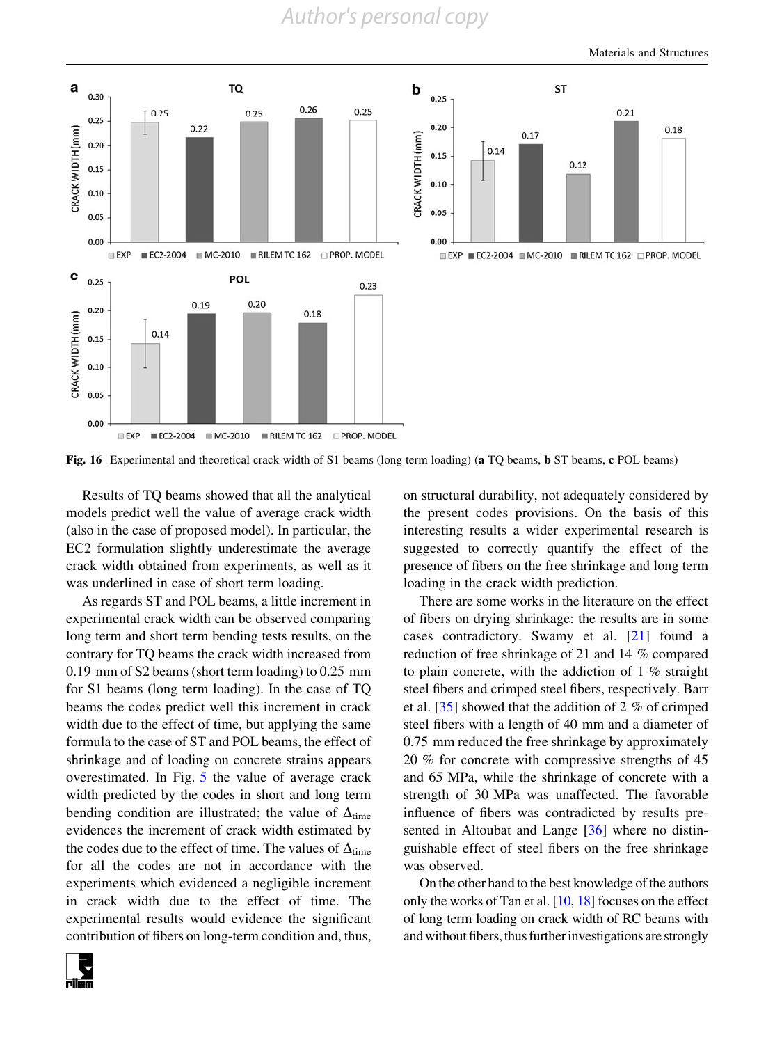Fig. 16 Experimental and theoretical crack width of S1 beams (long term loading) (**a** TQ beams, **b** ST beams, **c** POL beams)

Results of TQ beams showed that all the analytical models predict well the value of average crack width (also in the case of proposed model). In particular, the EC2 formulation slightly underestimate the average crack width obtained from experiments, as well as it was underlined in case of short term loading.

As regards ST and POL beams, a little increment in experimental crack width can be observed comparing long term and short term bending tests results, on the contrary for TQ beams the crack width increased from 0.19 mm of S2 beams (short term loading) to 0.25 mm for S1 beams (long term loading). In the case of TQ beams the codes predict well this increment in crack width due to the effect of time, but applying the same formula to the case of ST and POL beams, the effect of shrinkage and of loading on concrete strains appears overestimated. In Fig. 5 the value of average crack width predicted by the codes in short and long term bending condition are illustrated; the value of $\Delta_{\text{time}}$ evidences the increment of crack width estimated by the codes due to the effect of time. The values of $\Delta_{\text{time}}$ for all the codes are not in accordance with the experiments which evidenced a negligible increment in crack width due to the effect of time. The experimental results would evidence the significant contribution of fibers on long-term condition and, thus, on structural durability, not adequately considered by the present codes provisions. On the basis of this interesting results a wider experimental research is suggested to correctly quantify the effect of the presence of fibers on the free shrinkage and long term loading in the crack width prediction.

There are some works in the literature on the effect of fibers on drying shrinkage: the results are in some cases contradictory. Swamy et al. [21] found a reduction of free shrinkage of 21 and 14 % compared to plain concrete, with the addiction of 1 % straight steel fibers and crimped steel fibers, respectively. Barr et al. [35] showed that the addition of 2 % of crimped steel fibers with a length of 40 mm and a diameter of 0.75 mm reduced the free shrinkage by approximately 20 % for concrete with compressive strengths of 45 and 65 MPa, while the shrinkage of concrete with a strength of 30 MPa was unaffected. The favorable influence of fibers was contradicted by results presented in Altoubat and Lange [36] where no distinguishable effect of steel fibers on the free shrinkage was observed.

On the other hand to the best knowledge of the authors only the works of Tan et al. [10, 18] focuses on the effect of long term loading on crack width of RC beams with and without fibers, thus further investigations are strongly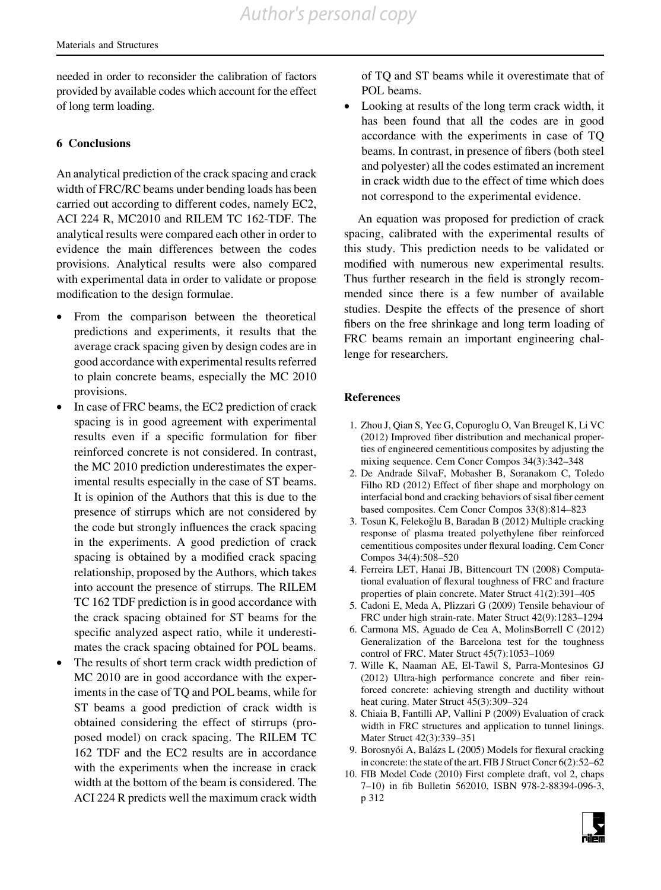needed in order to reconsider the calibration of factors provided by available codes which account for the effect of long term loading.

## 6 Conclusions

An analytical prediction of the crack spacing and crack width of FRC/RC beams under bending loads has been carried out according to different codes, namely EC2, ACI 224 R, MC2010 and RILEM TC 162-TDF. The analytical results were compared each other in order to evidence the main differences between the codes provisions. Analytical results were also compared with experimental data in order to validate or propose modification to the design formulae.

- From the comparison between the theoretical predictions and experiments, it results that the average crack spacing given by design codes are in good accordance with experimental results referred to plain concrete beams, especially the MC 2010 provisions.
- In case of FRC beams, the EC2 prediction of crack spacing is in good agreement with experimental results even if a specific formulation for fiber reinforced concrete is not considered. In contrast, the MC 2010 prediction underestimates the experimental results especially in the case of ST beams. It is opinion of the Authors that this is due to the presence of stirrups which are not considered by the code but strongly influences the crack spacing in the experiments. A good prediction of crack spacing is obtained by a modified crack spacing relationship, proposed by the Authors, which takes into account the presence of stirrups. The RILEM TC 162 TDF prediction is in good accordance with the crack spacing obtained for ST beams for the specific analyzed aspect ratio, while it underestimates the crack spacing obtained for POL beams.
- The results of short term crack width prediction of MC 2010 are in good accordance with the experiments in the case of TQ and POL beams, while for ST beams a good prediction of crack width is obtained considering the effect of stirrups (proposed model) on crack spacing. The RILEM TC 162 TDF and the EC2 results are in accordance with the experiments when the increase in crack width at the bottom of the beam is considered. The ACI 224 R predicts well the maximum crack width of TQ and ST beams while it overestimate that of POL beams.
- Looking at results of the long term crack width, it has been found that all the codes are in good accordance with the experiments in case of TQ beams. In contrast, in presence of fibers (both steel and polyester) all the codes estimated an increment in crack width due to the effect of time which does not correspond to the experimental evidence.

An equation was proposed for prediction of crack spacing, calibrated with the experimental results of this study. This prediction needs to be validated or modified with numerous new experimental results. Thus further research in the field is strongly recommended since there is a few number of available studies. Despite the effects of the presence of short fibers on the free shrinkage and long term loading of FRC beams remain an important engineering challenge for researchers.

## References

1. Zhou J, Qian S, Yec G, Copuroglu O, Van Breugel K, Li VC (2012) Improved fiber distribution and mechanical properties of engineered cementitious composites by adjusting the mixing sequence. Cem Concr Compos 34(3):342–348
2. De Andrade SilvaF, Mobasher B, Soranakom C, Toledo Filho RD (2012) Effect of fiber shape and morphology on interfacial bond and cracking behaviors of sisal fiber cement based composites. Cem Concr Compos 33(8):814–823
3. Tosun K, Felekoğlu B, Baradan B (2012) Multiple cracking response of plasma treated polyethylene fiber reinforced cementitious composites under flexural loading. Cem Concr Compos 34(4):508–520
4. Ferreira LET, Hanai JB, Bittencourt TN (2008) Computational evaluation of flexural toughness of FRC and fracture properties of plain concrete. Mater Struct 41(2):391–405
5. Cadoni E, Meda A, Plizzari G (2009) Tensile behaviour of FRC under high strain-rate. Mater Struct 42(9):1283–1294
6. Carmona MS, Aguado de Cea A, MolinsBorrell C (2012) Generalization of the Barcelona test for the toughness control of FRC. Mater Struct 45(7):1053–1069
7. Wille K, Naaman AE, El-Tawil S, Parra-Montesinos GJ (2012) Ultra-high performance concrete and fiber reinforced concrete: achieving strength and ductility without heat curing. Mater Struct 45(3):309–324
8. Chiaia B, Fantilli AP, Vallini P (2009) Evaluation of crack width in FRC structures and application to tunnel linings. Mater Struct 42(3):339–351
9. Borosnyói A, Balázs L (2005) Models for flexural cracking in concrete: the state of the art. FIB J Struct Concr 6(2):52–62
10. FIB Model Code (2010) First complete draft, vol 2, chaps 7–10) in fib Bulletin 562010, ISBN 978-2-88394-096-3, p 312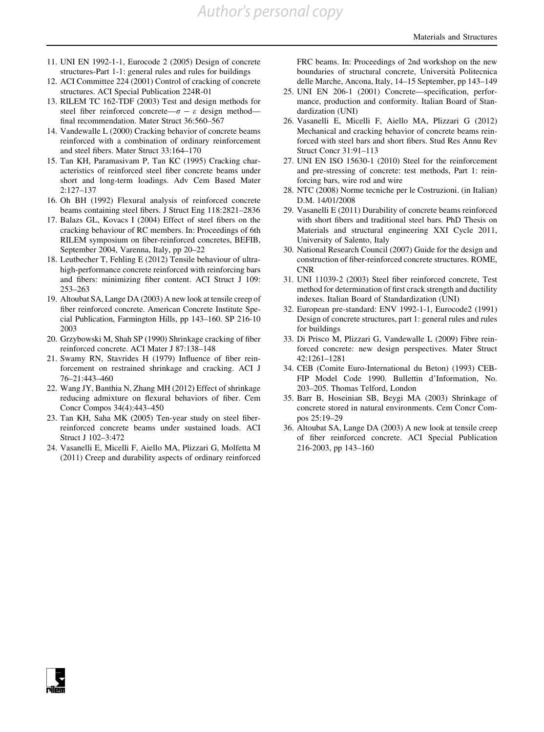11. UNI EN 1992-1-1, Eurocode 2 (2005) Design of concrete structures-Part 1-1: general rules and rules for buildings
12. ACI Committee 224 (2001) Control of cracking of concrete structures. ACI Special Publication 224R-01
13. RILEM TC 162-TDF (2003) Test and design methods for steel fiber reinforced concrete—$\sigma - \varepsilon$ design method—final recommendation. Mater Struct 36:560–567
14. Vandewalle L (2000) Cracking behavior of concrete beams reinforced with a combination of ordinary reinforcement and steel fibers. Mater Struct 33:164–170
15. Tan KH, Paramasivam P, Tan KC (1995) Cracking characteristics of reinforced steel fiber concrete beams under short and long-term loadings. Adv Cem Based Mater 2:127–137
16. Oh BH (1992) Flexural analysis of reinforced concrete beams containing steel fibers. J Struct Eng 118:2821–2836
17. Balazs GL, Kovacs I (2004) Effect of steel fibers on the cracking behaviour of RC members. In: Proceedings of 6th RILEM symposium on fiber-reinforced concretes, BEFIB, September 2004, Varenna, Italy, pp 20–22
18. Leutbecher T, Fehling E (2012) Tensile behaviour of ultra-high-performance concrete reinforced with reinforcing bars and fibers: minimizing fiber content. ACI Struct J 109: 253–263
19. Altoubat SA, Lange DA (2003) A new look at tensile creep of fiber reinforced concrete. American Concrete Institute Special Publication, Farmington Hills, pp 143–160. SP 216-10 2003
20. Grzybowski M, Shah SP (1990) Shrinkage cracking of fiber reinforced concrete. ACI Mater J 87:138–148
21. Swamy RN, Stavrides H (1979) Influence of fiber reinforcement on restrained shrinkage and cracking. ACI J 76–21:443–460
22. Wang JY, Banthia N, Zhang MH (2012) Effect of shrinkage reducing admixture on flexural behaviors of fiber. Cem Concr Compos 34(4):443–450
23. Tan KH, Saha MK (2005) Ten-year study on steel fiber-reinforced concrete beams under sustained loads. ACI Struct J 102–3:472
24. Vasanelli E, Micelli F, Aiello MA, Plizzari G, Molfetta M (2011) Creep and durability aspects of ordinary reinforced FRC beams. In: Proceedings of 2nd workshop on the new boundaries of structural concrete, Università Politecnica delle Marche, Ancona, Italy, 14–15 September, pp 143–149
25. UNI EN 206-1 (2001) Concrete—specification, performance, production and conformity. Italian Board of Standardization (UNI)
26. Vasanelli E, Micelli F, Aiello MA, Plizzari G (2012) Mechanical and cracking behavior of concrete beams reinforced with steel bars and short fibers. Stud Res Annu Rev Struct Concr 31:91–113
27. UNI EN ISO 15630-1 (2010) Steel for the reinforcement and pre-stressing of concrete: test methods, Part 1: reinforcing bars, wire rod and wire
28. NTC (2008) Norme tecniche per le Costruzioni. (in Italian) D.M. 14/01/2008
29. Vasanelli E (2011) Durability of concrete beams reinforced with short fibers and traditional steel bars. PhD Thesis on Materials and structural engineering XXI Cycle 2011, University of Salento, Italy
30. National Research Council (2007) Guide for the design and construction of fiber-reinforced concrete structures. ROME, CNR
31. UNI 11039-2 (2003) Steel fiber reinforced concrete, Test method for determination of first crack strength and ductility indexes. Italian Board of Standardization (UNI)
32. European pre-standard: ENV 1992-1-1, Eurocode2 (1991) Design of concrete structures, part 1: general rules and rules for buildings
33. Di Prisco M, Plizzari G, Vandewalle L (2009) Fibre reinforced concrete: new design perspectives. Mater Struct 42:1261–1281
34. CEB (Comite Euro-International du Beton) (1993) CEB-FIP Model Code 1990. Bullettin d'Information, No. 203–205. Thomas Telford, London
35. Barr B, Hoseinian SB, Beygi MA (2003) Shrinkage of concrete stored in natural environments. Cem Concr Compos 25:19–29
36. Altoubat SA, Lange DA (2003) A new look at tensile creep of fiber reinforced concrete. ACI Special Publication 216-2003, pp 143–160